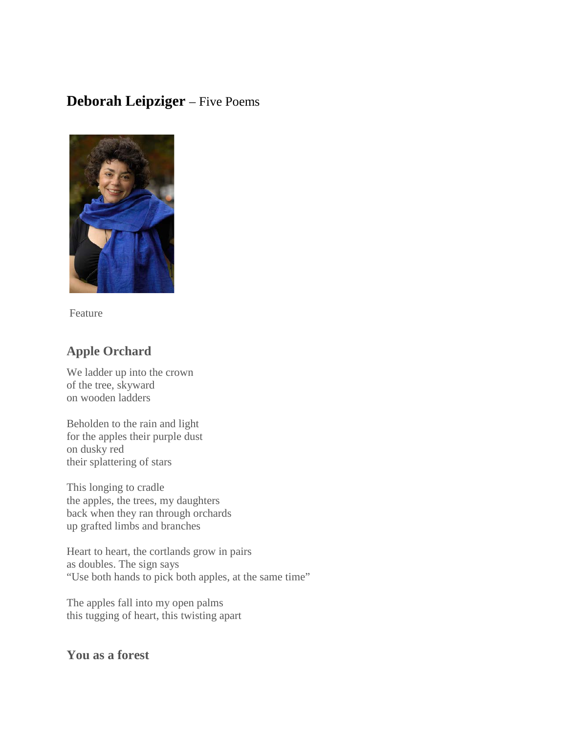# **Deborah Leipziger** – Five Poems

Feature

## Apple Orchard

We ladder up into the crown  
of the tree, skyward  
on wooden ladders

Beholden to the rain and light  
for the apples their purple dust  
on dusky red  
their splattering of stars

This longing to cradle  
the apples, the trees, my daughters  
back when they ran through orchards  
up grafted limbs and branches

Heart to heart, the cortlands grow in pairs  
as doubles. The sign says  
"Use both hands to pick both apples, at the same time"

The apples fall into my open palms  
this tugging of heart, this twisting apart

## You as a forest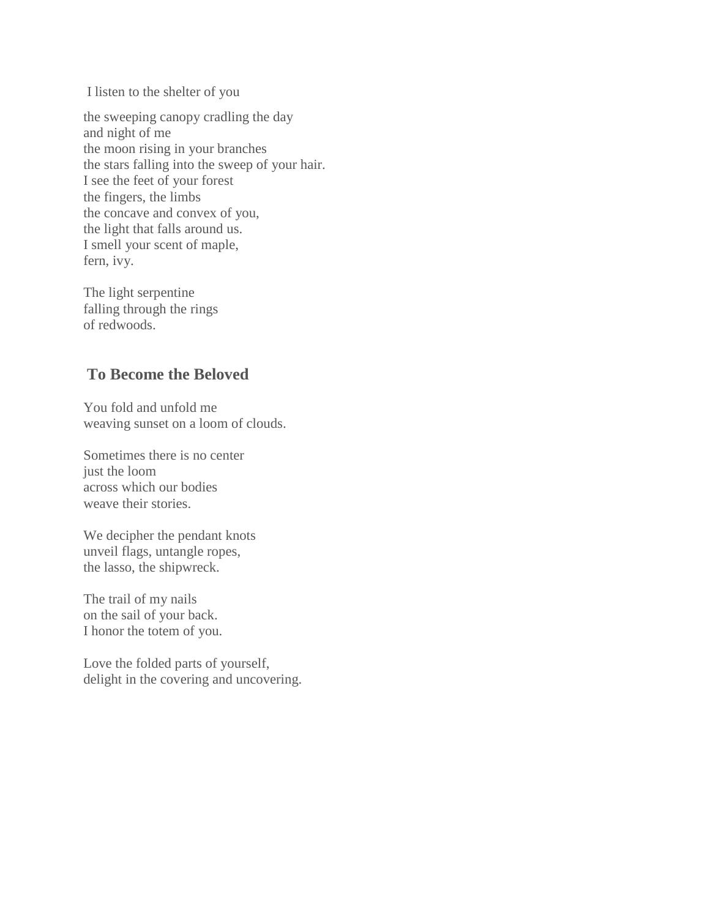I listen to the shelter of you

the sweeping canopy cradling the day
and night of me
the moon rising in your branches
the stars falling into the sweep of your hair.
I see the feet of your forest
the fingers, the limbs
the concave and convex of you,
the light that falls around us.
I smell your scent of maple,
fern, ivy.

The light serpentine
falling through the rings
of redwoods.

## To Become the Beloved

You fold and unfold me
weaving sunset on a loom of clouds.

Sometimes there is no center
just the loom
across which our bodies
weave their stories.

We decipher the pendant knots
unveil flags, untangle ropes,
the lasso, the shipwreck.

The trail of my nails
on the sail of your back.
I honor the totem of you.

Love the folded parts of yourself,
delight in the covering and uncovering.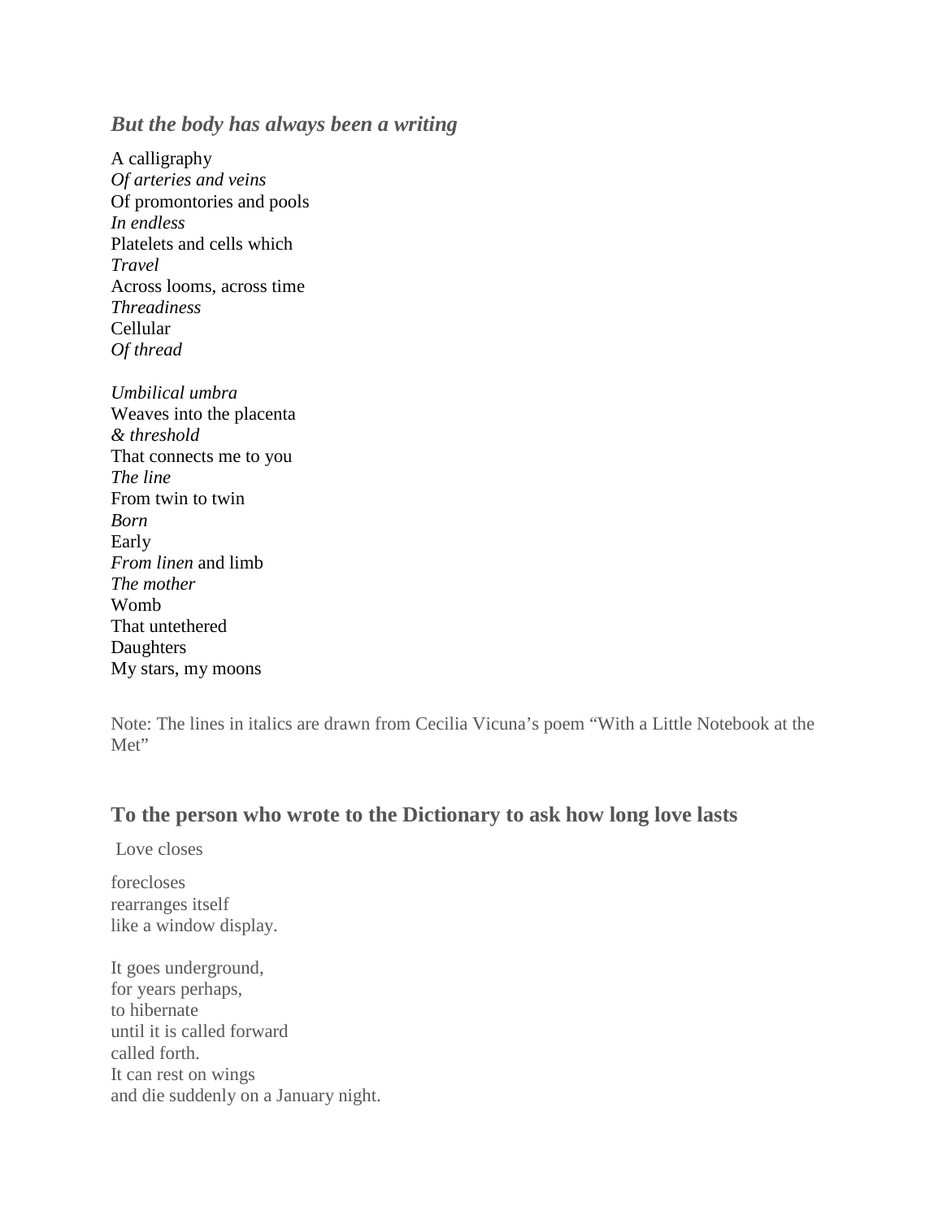### ***But the body has always been a writing***

A calligraphy  
*Of arteries and veins*  
Of promontories and pools  
*In endless*  
Platelets and cells which  
*Travel*  
Across looms, across time  
*Threadiness*  
Cellular  
*Of thread*

*Umbilical umbra*  
Weaves into the placenta  
*& threshold*  
That connects me to you  
*The line*  
From twin to twin  
*Born*  
Early  
*From linen* and limb  
*The mother*  
Womb  
That untethered  
Daughters  
My stars, my moons

Note: The lines in italics are drawn from Cecilia Vicuna's poem "With a Little Notebook at the Met"

### **To the person who wrote to the Dictionary to ask how long love lasts**

Love closes

forecloses  
rearranges itself  
like a window display.

It goes underground,  
for years perhaps,  
to hibernate  
until it is called forward  
called forth.  
It can rest on wings  
and die suddenly on a January night.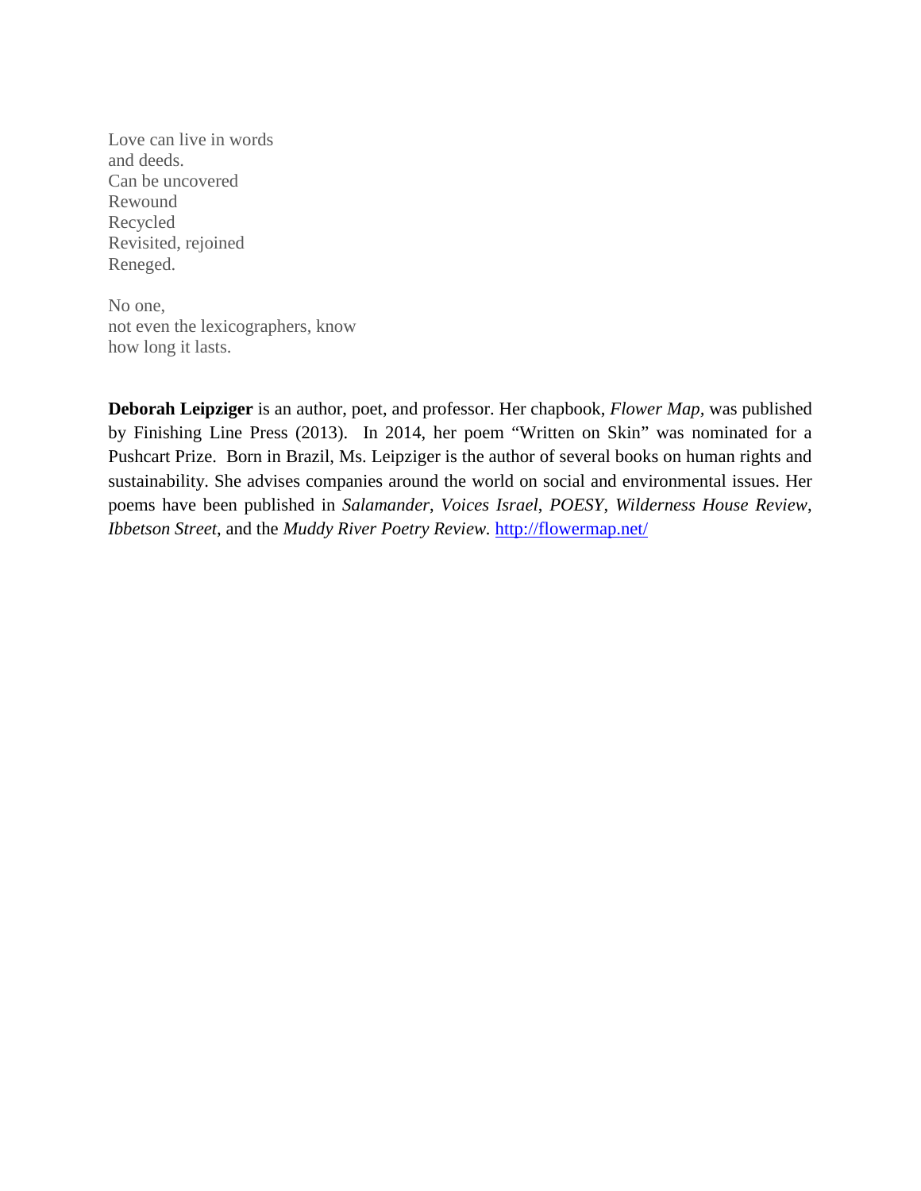Love can live in words  
and deeds.  
Can be uncovered  
Rewound  
Recycled  
Revisited, rejoined  
Reneged.

No one,  
not even the lexicographers, know  
how long it lasts.

**Deborah Leipziger** is an author, poet, and professor. Her chapbook, *Flower Map,* was published by Finishing Line Press (2013). In 2014, her poem "Written on Skin" was nominated for a Pushcart Prize. Born in Brazil, Ms. Leipziger is the author of several books on human rights and sustainability. She advises companies around the world on social and environmental issues. Her poems have been published in *Salamander*, *Voices Israel*, *POESY*, *Wilderness House Review*, *Ibbetson Street*, and the *Muddy River Poetry Review.* [http://flowermap.net/](http://flowermap.net/)